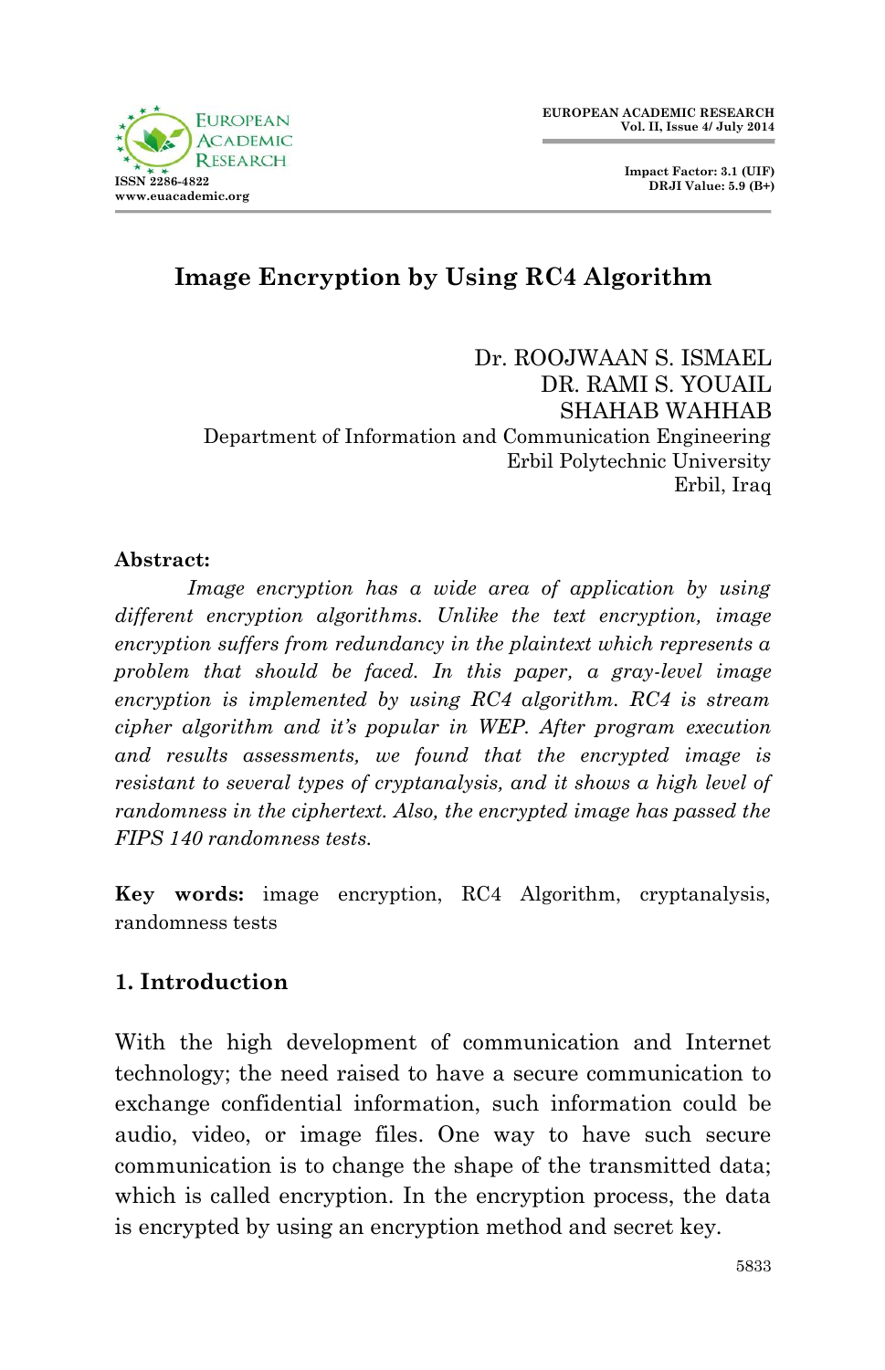# Image Encryption by Using RC4 Algorithm

Dr. ROOJWAAN S. ISMAEL
DR. RAMI S. YOUAIL
SHAHAB WAHHAB
Department of Information and Communication Engineering
Erbil Polytechnic University
Erbil, Iraq

**Abstract:**

*Image encryption has a wide area of application by using different encryption algorithms. Unlike the text encryption, image encryption suffers from redundancy in the plaintext which represents a problem that should be faced. In this paper, a gray-level image encryption is implemented by using RC4 algorithm. RC4 is stream cipher algorithm and it's popular in WEP. After program execution and results assessments, we found that the encrypted image is resistant to several types of cryptanalysis, and it shows a high level of randomness in the ciphertext. Also, the encrypted image has passed the FIPS 140 randomness tests.*

**Key words:** image encryption, RC4 Algorithm, cryptanalysis, randomness tests

## 1. Introduction

With the high development of communication and Internet technology; the need raised to have a secure communication to exchange confidential information, such information could be audio, video, or image files. One way to have such secure communication is to change the shape of the transmitted data; which is called encryption. In the encryption process, the data is encrypted by using an encryption method and secret key.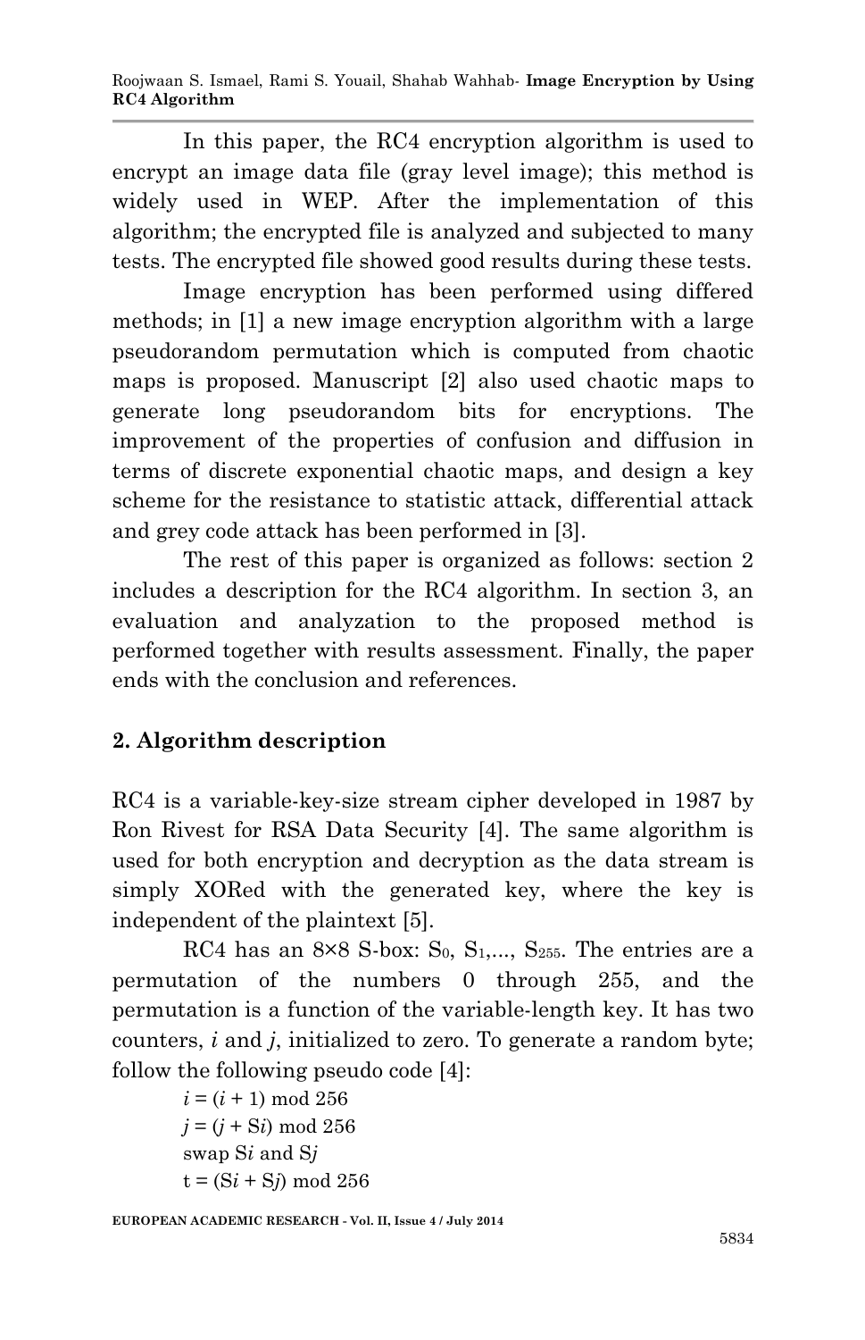In this paper, the RC4 encryption algorithm is used to encrypt an image data file (gray level image); this method is widely used in WEP. After the implementation of this algorithm; the encrypted file is analyzed and subjected to many tests. The encrypted file showed good results during these tests.

Image encryption has been performed using differed methods; in [1] a new image encryption algorithm with a large pseudorandom permutation which is computed from chaotic maps is proposed. Manuscript [2] also used chaotic maps to generate long pseudorandom bits for encryptions. The improvement of the properties of confusion and diffusion in terms of discrete exponential chaotic maps, and design a key scheme for the resistance to statistic attack, differential attack and grey code attack has been performed in [3].

The rest of this paper is organized as follows: section 2 includes a description for the RC4 algorithm. In section 3, an evaluation and analyzation to the proposed method is performed together with results assessment. Finally, the paper ends with the conclusion and references.

## 2. Algorithm description

RC4 is a variable-key-size stream cipher developed in 1987 by Ron Rivest for RSA Data Security [4]. The same algorithm is used for both encryption and decryption as the data stream is simply XORed with the generated key, where the key is independent of the plaintext [5].

RC4 has an 8×8 S-box: $S_0, S_1, \ldots, S_{255}$. The entries are a permutation of the numbers 0 through 255, and the permutation is a function of the variable-length key. It has two counters, *i* and *j*, initialized to zero. To generate a random byte; follow the following pseudo code [4]:

$i = (i + 1) \bmod 256$
$j = (j + Si) \bmod 256$
swap S*i* and S*j*
$t = (Si + Sj) \bmod 256$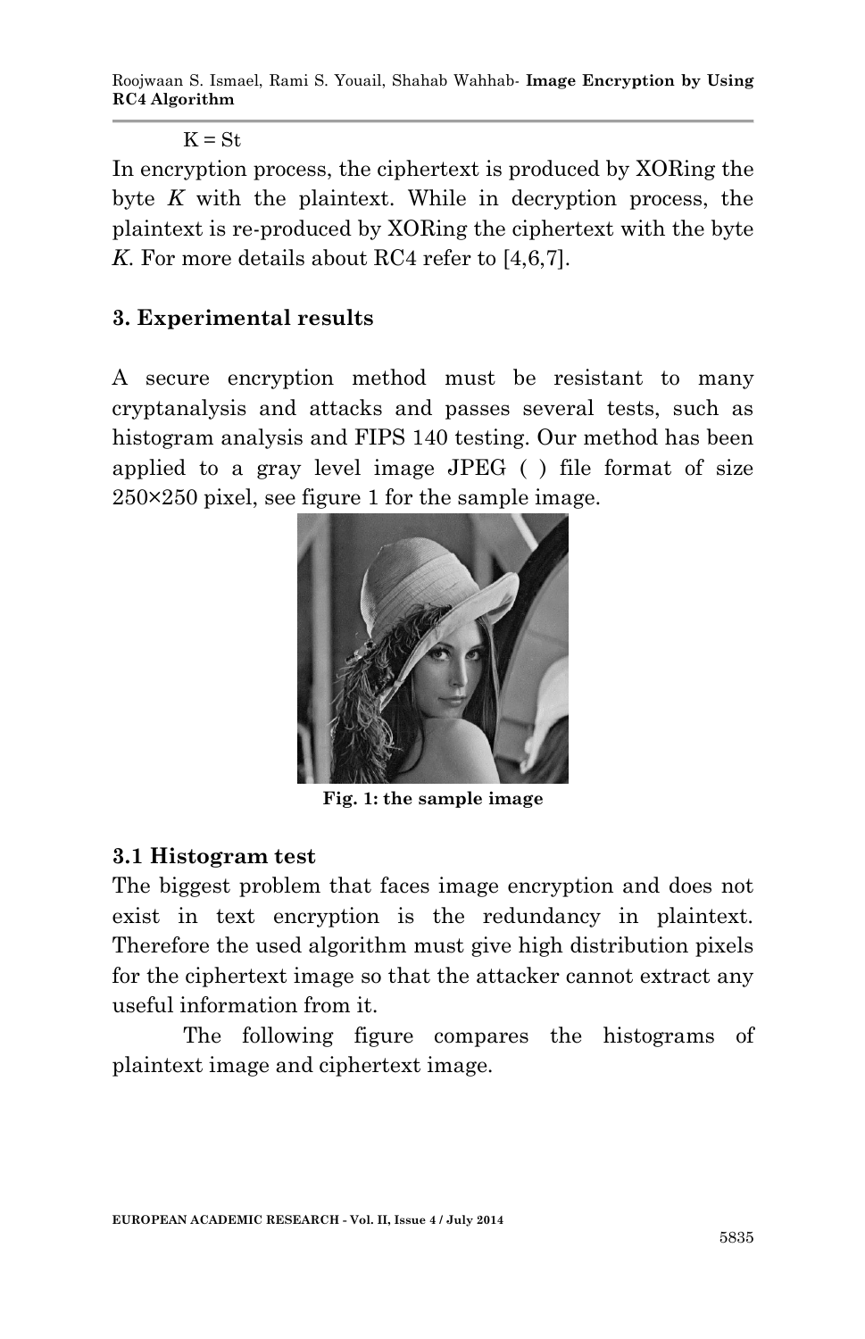K = St

In encryption process, the ciphertext is produced by XORing the byte *K* with the plaintext. While in decryption process, the plaintext is re-produced by XORing the ciphertext with the byte *K*. For more details about RC4 refer to [4,6,7].

## 3. Experimental results

A secure encryption method must be resistant to many cryptanalysis and attacks and passes several tests, such as histogram analysis and FIPS 140 testing. Our method has been applied to a gray level image JPEG ( ) file format of size 250×250 pixel, see figure 1 for the sample image.

**Fig. 1: the sample image**

### 3.1 Histogram test

The biggest problem that faces image encryption and does not exist in text encryption is the redundancy in plaintext. Therefore the used algorithm must give high distribution pixels for the ciphertext image so that the attacker cannot extract any useful information from it.

The following figure compares the histograms of plaintext image and ciphertext image.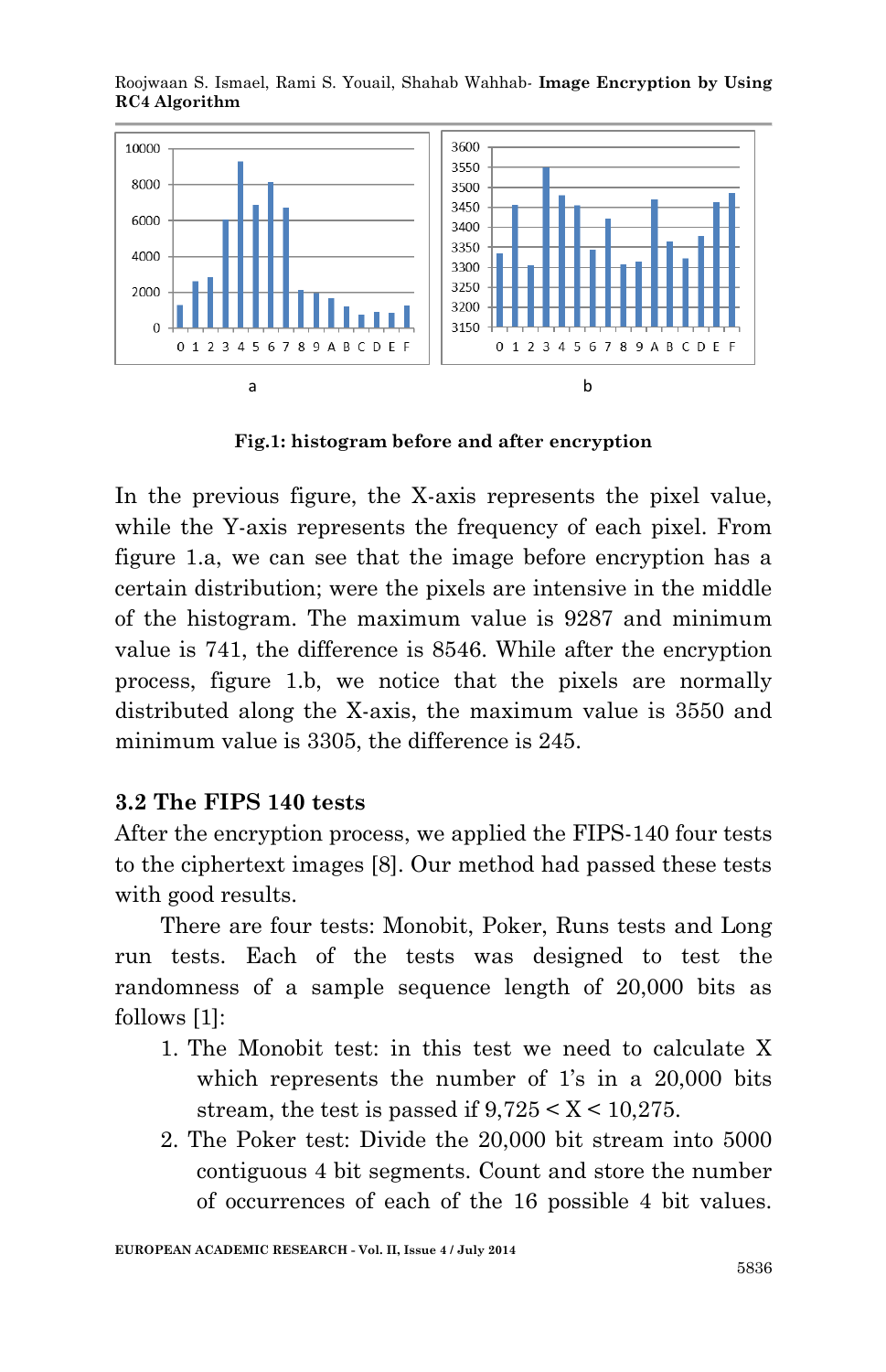a

b

**Fig.1: histogram before and after encryption**

In the previous figure, the X-axis represents the pixel value, while the Y-axis represents the frequency of each pixel. From figure 1.a, we can see that the image before encryption has a certain distribution; were the pixels are intensive in the middle of the histogram. The maximum value is 9287 and minimum value is 741, the difference is 8546. While after the encryption process, figure 1.b, we notice that the pixels are normally distributed along the X-axis, the maximum value is 3550 and minimum value is 3305, the difference is 245.

### 3.2 The FIPS 140 tests

After the encryption process, we applied the FIPS-140 four tests to the ciphertext images [8]. Our method had passed these tests with good results.

There are four tests: Monobit, Poker, Runs tests and Long run tests. Each of the tests was designed to test the randomness of a sample sequence length of 20,000 bits as follows [1]:

1. The Monobit test: in this test we need to calculate X which represents the number of 1's in a 20,000 bits stream, the test is passed if $9,725 < X < 10,275$.
2. The Poker test: Divide the 20,000 bit stream into 5000 contiguous 4 bit segments. Count and store the number of occurrences of each of the 16 possible 4 bit values.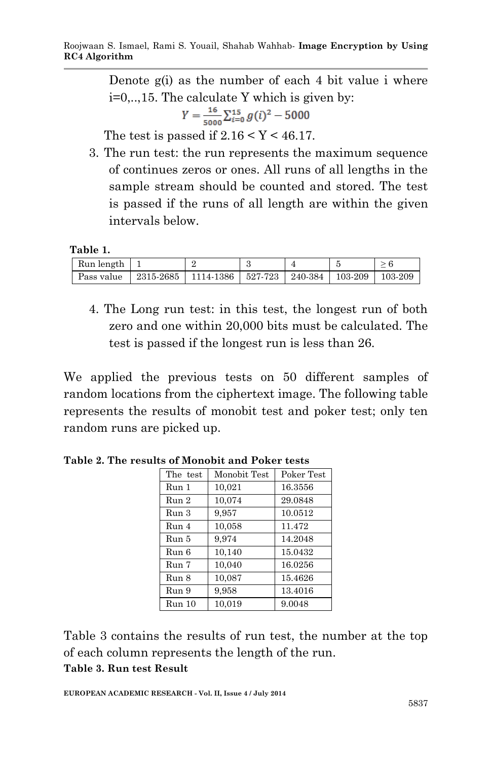Denote g(i) as the number of each 4 bit value i where i=0,..,15. The calculate Y which is given by:

$$Y = \frac{16}{5000}\sum_{i=0}^{15} g(i)^2 - 5000$$

The test is passed if 2.16 < Y < 46.17.

3. The run test: the run represents the maximum sequence of continues zeros or ones. All runs of all lengths in the sample stream should be counted and stored. The test is passed if the runs of all length are within the given intervals below.

**Table 1.**

| Run length | 1 | 2 | 3 | 4 | 5 | ≥ 6 |
|---|---|---|---|---|---|---|
| Pass value | 2315-2685 | 1114-1386 | 527-723 | 240-384 | 103-209 | 103-209 |

4. The Long run test: in this test, the longest run of both zero and one within 20,000 bits must be calculated. The test is passed if the longest run is less than 26.

We applied the previous tests on 50 different samples of random locations from the ciphertext image. The following table represents the results of monobit test and poker test; only ten random runs are picked up.

**Table 2. The results of Monobit and Poker tests**

| The test | Monobit Test | Poker Test |
|---|---|---|
| Run 1 | 10,021 | 16.3556 |
| Run 2 | 10,074 | 29.0848 |
| Run 3 | 9,957 | 10.0512 |
| Run 4 | 10,058 | 11.472 |
| Run 5 | 9,974 | 14.2048 |
| Run 6 | 10,140 | 15.0432 |
| Run 7 | 10,040 | 16.0256 |
| Run 8 | 10,087 | 15.4626 |
| Run 9 | 9,958 | 13.4016 |
| Run 10 | 10,019 | 9.0048 |

Table 3 contains the results of run test, the number at the top of each column represents the length of the run.

**Table 3. Run test Result**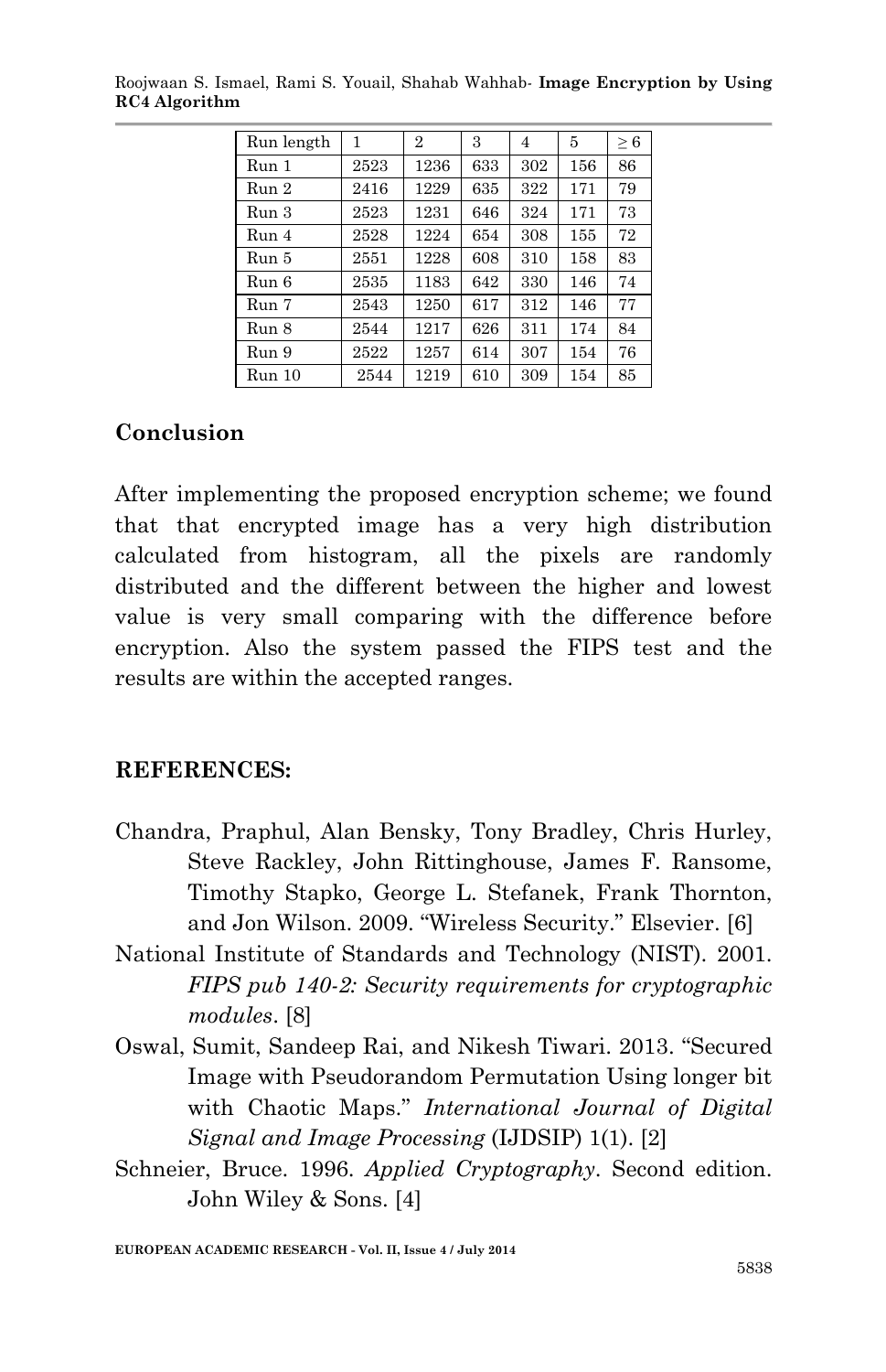| Run length | 1 | 2 | 3 | 4 | 5 | $\geq 6$ |
|---|---|---|---|---|---|---|
| Run 1 | 2523 | 1236 | 633 | 302 | 156 | 86 |
| Run 2 | 2416 | 1229 | 635 | 322 | 171 | 79 |
| Run 3 | 2523 | 1231 | 646 | 324 | 171 | 73 |
| Run 4 | 2528 | 1224 | 654 | 308 | 155 | 72 |
| Run 5 | 2551 | 1228 | 608 | 310 | 158 | 83 |
| Run 6 | 2535 | 1183 | 642 | 330 | 146 | 74 |
| Run 7 | 2543 | 1250 | 617 | 312 | 146 | 77 |
| Run 8 | 2544 | 1217 | 626 | 311 | 174 | 84 |
| Run 9 | 2522 | 1257 | 614 | 307 | 154 | 76 |
| Run 10 | 2544 | 1219 | 610 | 309 | 154 | 85 |

## Conclusion

After implementing the proposed encryption scheme; we found that that encrypted image has a very high distribution calculated from histogram, all the pixels are randomly distributed and the different between the higher and lowest value is very small comparing with the difference before encryption. Also the system passed the FIPS test and the results are within the accepted ranges.

## REFERENCES:

Chandra, Praphul, Alan Bensky, Tony Bradley, Chris Hurley, Steve Rackley, John Rittinghouse, James F. Ransome, Timothy Stapko, George L. Stefanek, Frank Thornton, and Jon Wilson. 2009. "Wireless Security." Elsevier. [6]

National Institute of Standards and Technology (NIST). 2001. *FIPS pub 140-2: Security requirements for cryptographic modules*. [8]

Oswal, Sumit, Sandeep Rai, and Nikesh Tiwari. 2013. "Secured Image with Pseudorandom Permutation Using longer bit with Chaotic Maps." *International Journal of Digital Signal and Image Processing* (IJDSIP) 1(1). [2]

Schneier, Bruce. 1996. *Applied Cryptography*. Second edition. John Wiley & Sons. [4]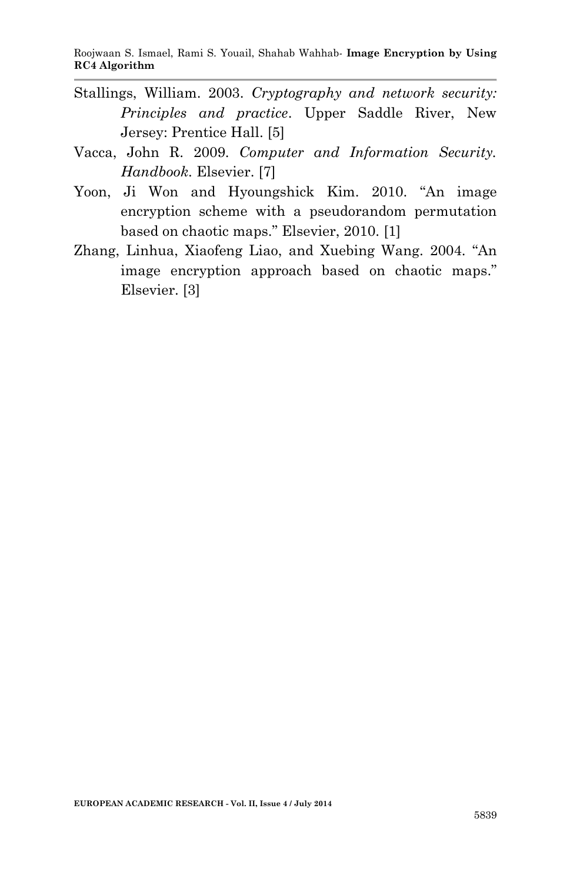Stallings, William. 2003. *Cryptography and network security: Principles and practice*. Upper Saddle River, New Jersey: Prentice Hall. [5]

Vacca, John R. 2009. *Computer and Information Security. Handbook*. Elsevier. [7]

Yoon, Ji Won and Hyoungshick Kim. 2010. "An image encryption scheme with a pseudorandom permutation based on chaotic maps." Elsevier, 2010. [1]

Zhang, Linhua, Xiaofeng Liao, and Xuebing Wang. 2004. "An image encryption approach based on chaotic maps." Elsevier. [3]